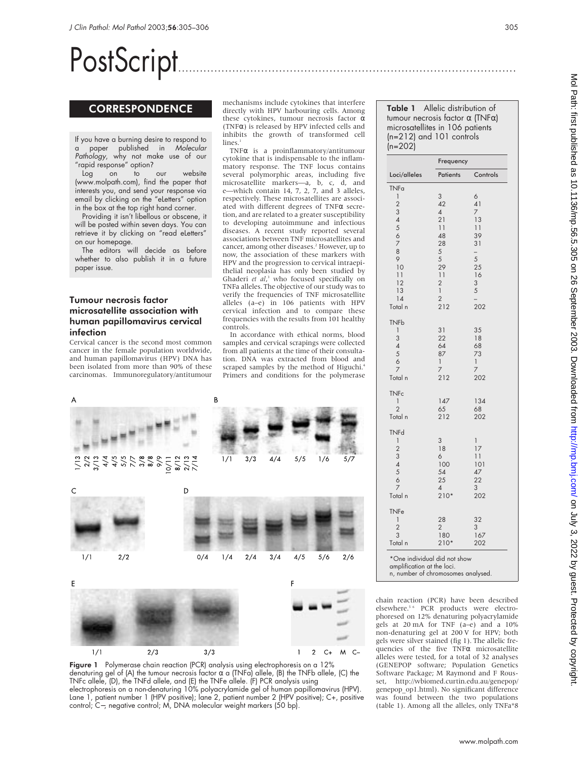# PostScript

## CORRESPONDENCE

If you have a burning desire to respond to a paper published in *Molecular Pathology*, why not make use of our "rapid response" option?

Log on to our website (www.molpath.com), find the paper that interests you, and send your response via email by clicking on the "eLetters" option in the box at the top right hand corner.

Providing it isn't libellous or obscene, it will be posted within seven days. You can retrieve it by clicking on "read eLetters" on our homepage.

The editors will decide as before whether to also publish it in a future paper issue.

### Tumour necrosis factor microsatellite association with human papillomavirus cervical infection

Cervical cancer is the second most common cancer in the female population worldwide, and human papillomavirus (HPV) DNA has been isolated from more than 90% of these carcinomas. Immunoregulatory/antitumour mechanisms include cytokines that interfere directly with HPV harbouring cells. Among these cytokines, tumour necrosis factor α (TNFα) is released by HPV infected cells and inhibits the growth of transformed cell lines.[1]

TNFα is a proinflammatory/antitumour cytokine that is indispensable to the inflammatory response. The TNF locus contains several polymorphic areas, including five microsatellite markers—a, b, c, d, and e—which contain 14, 7, 2, 7, and 3 alleles, respectively. These microsatellites are associated with different degrees of TNFα secretion, and are related to a greater susceptibility to developing autoimmune and infectious diseases. A recent study reported several associations between TNF microsatellites and cancer, among other diseases.[2] However, up to now, the association of these markers with HPV and the progression to cervical intraepithelial neoplasia has only been studied by Ghaderi *et al*,[3] who focused specifically on TNFa alleles. The objective of our study was to verify the frequencies of TNF microsatellite alleles (a–e) in 106 patients with HPV cervical infection and to compare these frequencies with the results from 101 healthy controls.

In accordance with ethical norms, blood samples and cervical scrapings were collected from all patients at the time of their consultation. DNA was extracted from blood and scraped samples by the method of Higuchi.[4] Primers and conditions for the polymerase chain reaction (PCR) have been described elsewhere.[5 6] PCR products were electrophoresed on 12% denaturing polyacrylamide gels at 20 mA for TNF (a–e) and a 10% non-denaturing gel at 200 V for HPV; both gels were silver stained (fig 1). The allelic frequencies of the five TNFα microsatellite alleles were tested, for a total of 32 analyses (GENEPOP software; Population Genetics Software Package; M Raymond and F Rousset, http://wbiomed.curtin.edu.au/genepop/genepop_op1.html). No significant difference was found between the two populations (table 1). Among all the alleles, only TNFa*8

**Figure 1** Polymerase chain reaction (PCR) analysis using electrophoresis on a 12% denaturing gel of (A) the tumour necrosis factor α a (TNFa) allele, (B) the TNFb allele, (C) the TNFc allele, (D), the TNFd allele, and (E) the TNFe allele. (F) PCR analysis using electrophoresis on a non-denaturing 10% polyacrylamide gel of human papillomavirus (HPV). Lane 1, patient number 1 (HPV positive); lane 2, patient number 2 (HPV positive); C+, positive control; C−, negative control; M, DNA molecular weight markers (50 bp).

**Table 1** Allelic distribution of tumour necrosis factor α (TNFα) microsatellites in 106 patients (n=212) and 101 controls (n=202)

| Loci/alleles | Frequency: Patients | Frequency: Controls |
|---|---|---|
| **TNFa** | | |
| 1 | 3 | 6 |
| 2 | 42 | 41 |
| 3 | 4 | 7 |
| 4 | 21 | 13 |
| 5 | 11 | 11 |
| 6 | 48 | 39 |
| 7 | 28 | 31 |
| 8 | 5 | – |
| 9 | 5 | 5 |
| 10 | 29 | 25 |
| 11 | 11 | 16 |
| 12 | 2 | 3 |
| 13 | 1 | 5 |
| 14 | 2 | – |
| Total n | 212 | 202 |
| **TNFb** | | |
| 1 | 31 | 35 |
| 3 | 22 | 18 |
| 4 | 64 | 68 |
| 5 | 87 | 73 |
| 6 | 1 | 1 |
| 7 | 7 | 7 |
| Total n | 212 | 202 |
| **TNFc** | | |
| 1 | 147 | 134 |
| 2 | 65 | 68 |
| Total n | 212 | 202 |
| **TNFd** | | |
| 1 | 3 | 1 |
| 2 | 18 | 17 |
| 3 | 6 | 11 |
| 4 | 100 | 101 |
| 5 | 54 | 47 |
| 6 | 25 | 22 |
| 7 | 4 | 3 |
| Total n | 210* | 202 |
| **TNFe** | | |
| 1 | 28 | 32 |
| 2 | 2 | 3 |
| 3 | 180 | 167 |
| Total n | 210* | 202 |

*One individual did not show amplification at the loci.
n, number of chromosomes analysed.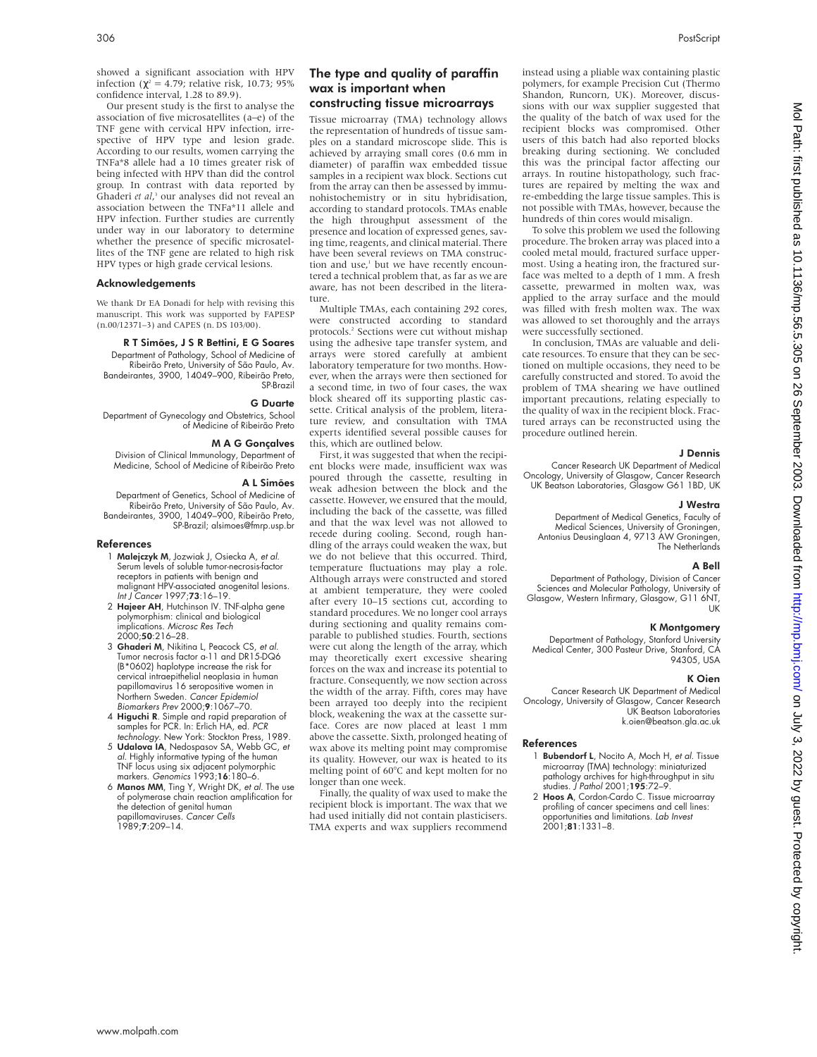showed a significant association with HPV infection ($\chi^2 = 4.79$; relative risk, 10.73; 95% confidence interval, 1.28 to 89.9).

Our present study is the first to analyse the association of five microsatellites (a–e) of the TNF gene with cervical HPV infection, irrespective of HPV type and lesion grade. According to our results, women carrying the TNFa*8 allele had a 10 times greater risk of being infected with HPV than did the control group. In contrast with data reported by Ghaderi *et al*,[3] our analyses did not reveal an association between the TNFa*11 allele and HPV infection. Further studies are currently under way in our laboratory to determine whether the presence of specific microsatellites of the TNF gene are related to high risk HPV types or high grade cervical lesions.

#### Acknowledgements

We thank Dr EA Donadi for help with revising this manuscript. This work was supported by FAPESP (n.00/12371–3) and CAPES (n. DS 103/00).

**R T Simões, J S R Bettini, E G Soares**

Department of Pathology, School of Medicine of Ribeirão Preto, University of São Paulo, Av. Bandeirantes, 3900, 14049–900, Ribeirão Preto, SP-Brazil

**G Duarte**

Department of Gynecology and Obstetrics, School of Medicine of Ribeirão Preto

**M A G Gonçalves**

Division of Clinical Immunology, Department of Medicine, School of Medicine of Ribeirão Preto

**A L Simões**

Department of Genetics, School of Medicine of Ribeirão Preto, University of São Paulo, Av. Bandeirantes, 3900, 14049–900, Ribeirão Preto, SP-Brazil; alsimoes@fmrp.usp.br

#### References

1. **Malejczyk M**, Jozwiak J, Osiecka A, *et al.* Serum levels of soluble tumor-necrosis-factor receptors in patients with benign and malignant HPV-associated anogenital lesions. *Int J Cancer* 1997;**73**:16–19.
2. **Hajeer AH**, Hutchinson IV. TNF-alpha gene polymorphism: clinical and biological implications. *Microsc Res Tech* 2000;**50**:216–28.
3. **Ghaderi M**, Nikitina L, Peacock CS, *et al.* Tumor necrosis factor a-11 and DR15-DQ6 (B*0602) haplotype increase the risk for cervical intraepithelial neoplasia in human papillomavirus 16 seropositive women in Northern Sweden. *Cancer Epidemiol Biomarkers Prev* 2000;**9**:1067–70.
4. **Higuchi R**. Simple and rapid preparation of samples for PCR. In: Erlich HA, ed. *PCR technology*. New York: Stockton Press, 1989.
5. **Udalova IA**, Nedospasov SA, Webb GC, *et al.* Highly informative typing of the human TNF locus using six adjacent polymorphic markers. *Genomics* 1993;**16**:180–6.
6. **Manos MM**, Ting Y, Wright DK, *et al.* The use of polymerase chain reaction amplification for the detection of genital human papillomaviruses. *Cancer Cells* 1989;**7**:209–14.

## The type and quality of paraffin wax is important when constructing tissue microarrays

Tissue microarray (TMA) technology allows the representation of hundreds of tissue samples on a standard microscope slide. This is achieved by arraying small cores (0.6 mm in diameter) of paraffin wax embedded tissue samples in a recipient wax block. Sections cut from the array can then be assessed by immunohistochemistry or in situ hybridisation, according to standard protocols. TMAs enable the high throughput assessment of the presence and location of expressed genes, saving time, reagents, and clinical material. There have been several reviews on TMA construction and use,[1] but we have recently encountered a technical problem that, as far as we are aware, has not been described in the literature.

Multiple TMAs, each containing 292 cores, were constructed according to standard protocols.[2] Sections were cut without mishap using the adhesive tape transfer system, and arrays were stored carefully at ambient laboratory temperature for two months. However, when the arrays were then sectioned for a second time, in two of four cases, the wax block sheared off its supporting plastic cassette. Critical analysis of the problem, literature review, and consultation with TMA experts identified several possible causes for this, which are outlined below.

First, it was suggested that when the recipient blocks were made, insufficient wax was poured through the cassette, resulting in weak adhesion between the block and the cassette. However, we ensured that the mould, including the back of the cassette, was filled and that the wax level was not allowed to recede during cooling. Second, rough handling of the arrays could weaken the wax, but we do not believe that this occurred. Third, temperature fluctuations may play a role. Although arrays were constructed and stored at ambient temperature, they were cooled after every 10–15 sections cut, according to standard procedures. We no longer cool arrays during sectioning and quality remains comparable to published studies. Fourth, sections were cut along the length of the array, which may theoretically exert excessive shearing forces on the wax and increase its potential to fracture. Consequently, we now section across the width of the array. Fifth, cores may have been arrayed too deeply into the recipient block, weakening the wax at the cassette surface. Cores are now placed at least 1 mm above the cassette. Sixth, prolonged heating of wax above its melting point may compromise its quality. However, our wax is heated to its melting point of 60°C and kept molten for no longer than one week.

Finally, the quality of wax used to make the recipient block is important. The wax that we had used initially did not contain plasticisers. TMA experts and wax suppliers recommend instead using a pliable wax containing plastic polymers, for example Precision Cut (Thermo Shandon, Runcorn, UK). Moreover, discussions with our wax supplier suggested that the quality of the batch of wax used for the recipient blocks was compromised. Other users of this batch had also reported blocks breaking during sectioning. We concluded this was the principal factor affecting our arrays. In routine histopathology, such fractures are repaired by melting the wax and re-embedding the large tissue samples. This is not possible with TMAs, however, because the hundreds of thin cores would misalign.

To solve this problem we used the following procedure. The broken array was placed into a cooled metal mould, fractured surface uppermost. Using a heating iron, the fractured surface was melted to a depth of 1 mm. A fresh cassette, prewarmed in molten wax, was applied to the array surface and the mould was filled with fresh molten wax. The wax was allowed to set thoroughly and the arrays were successfully sectioned.

In conclusion, TMAs are valuable and delicate resources. To ensure that they can be sectioned on multiple occasions, they need to be carefully constructed and stored. To avoid the problem of TMA shearing we have outlined important precautions, relating especially to the quality of wax in the recipient block. Fractured arrays can be reconstructed using the procedure outlined herein.

**J Dennis**

Cancer Research UK Department of Medical Oncology, University of Glasgow, Cancer Research UK Beatson Laboratories, Glasgow G61 1BD, UK

**J Westra**

Department of Medical Genetics, Faculty of Medical Sciences, University of Groningen, Antonius Deusinglaan 4, 9713 AW Groningen, The Netherlands

**A Bell**

Department of Pathology, Division of Cancer Sciences and Molecular Pathology, University of Glasgow, Western Infirmary, Glasgow, G11 6NT, UK

**K Montgomery**

Department of Pathology, Stanford University Medical Center, 300 Pasteur Drive, Stanford, CA 94305, USA

**K Oien**

Cancer Research UK Department of Medical Oncology, University of Glasgow, Cancer Research UK Beatson Laboratories
k.oien@beatson.gla.ac.uk

#### References

1. **Bubendorf L**, Nocito A, Moch H, *et al.* Tissue microarray (TMA) technology: miniaturized pathology archives for high-throughput in situ studies. *J Pathol* 2001;**195**:72–9.
2. **Hoos A**, Cordon-Cardo C. Tissue microarray profiling of cancer specimens and cell lines: opportunities and limitations. *Lab Invest* 2001;**81**:1331–8.